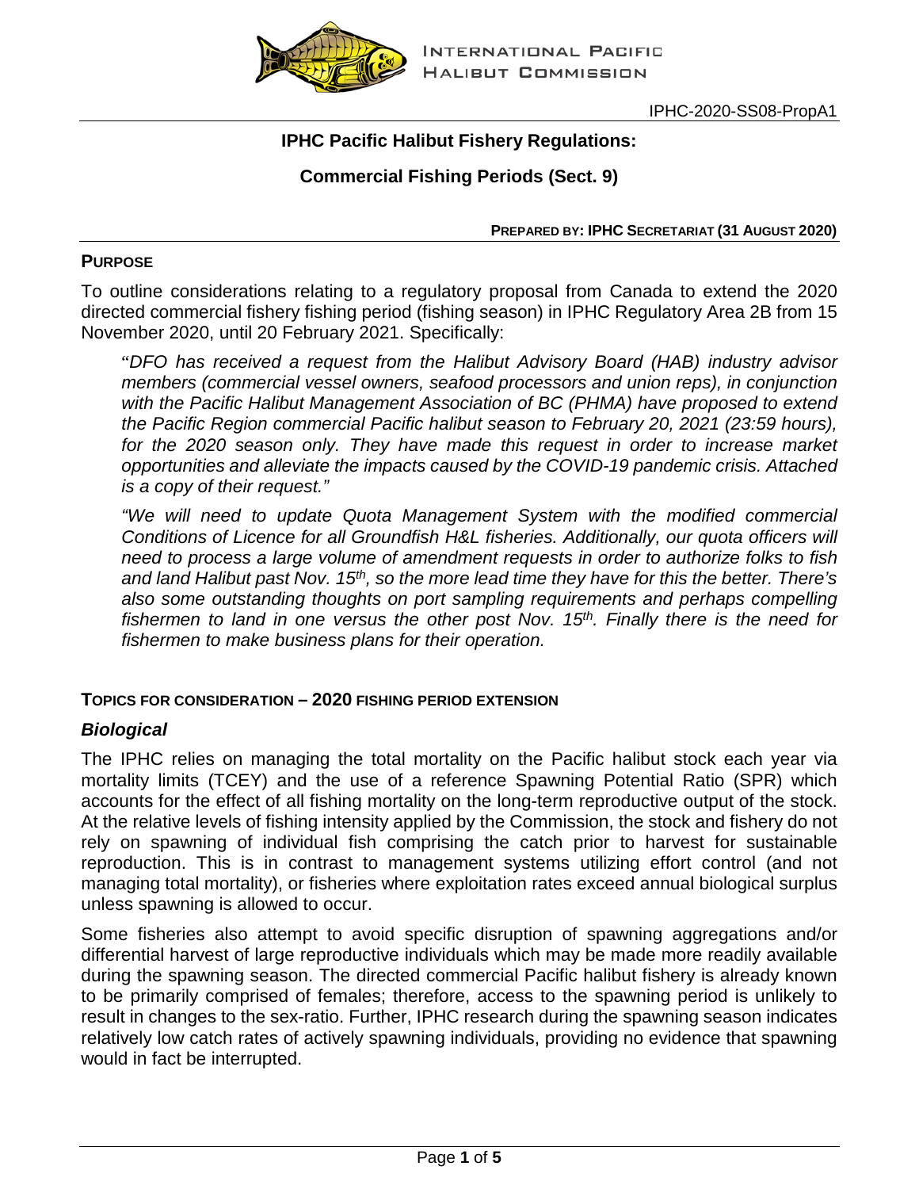INTERNATIONAL PACIFIC HALIBUT COMMISSION

IPHC-2020-SS08-PropA1

# IPHC Pacific Halibut Fishery Regulations:

## Commercial Fishing Periods (Sect. 9)

**PREPARED BY: IPHC SECRETARIAT (31 AUGUST 2020)**

### PURPOSE

To outline considerations relating to a regulatory proposal from Canada to extend the 2020 directed commercial fishery fishing period (fishing season) in IPHC Regulatory Area 2B from 15 November 2020, until 20 February 2021. Specifically:

> "*DFO has received a request from the Halibut Advisory Board (HAB) industry advisor members (commercial vessel owners, seafood processors and union reps), in conjunction with the Pacific Halibut Management Association of BC (PHMA) have proposed to extend the Pacific Region commercial Pacific halibut season to February 20, 2021 (23:59 hours), for the 2020 season only. They have made this request in order to increase market opportunities and alleviate the impacts caused by the COVID-19 pandemic crisis. Attached is a copy of their request.*"
>
> *"We will need to update Quota Management System with the modified commercial Conditions of Licence for all Groundfish H&L fisheries. Additionally, our quota officers will need to process a large volume of amendment requests in order to authorize folks to fish and land Halibut past Nov. 15th, so the more lead time they have for this the better. There's also some outstanding thoughts on port sampling requirements and perhaps compelling fishermen to land in one versus the other post Nov. 15th. Finally there is the need for fishermen to make business plans for their operation.*

### TOPICS FOR CONSIDERATION – 2020 FISHING PERIOD EXTENSION

#### *Biological*

The IPHC relies on managing the total mortality on the Pacific halibut stock each year via mortality limits (TCEY) and the use of a reference Spawning Potential Ratio (SPR) which accounts for the effect of all fishing mortality on the long-term reproductive output of the stock. At the relative levels of fishing intensity applied by the Commission, the stock and fishery do not rely on spawning of individual fish comprising the catch prior to harvest for sustainable reproduction. This is in contrast to management systems utilizing effort control (and not managing total mortality), or fisheries where exploitation rates exceed annual biological surplus unless spawning is allowed to occur.

Some fisheries also attempt to avoid specific disruption of spawning aggregations and/or differential harvest of large reproductive individuals which may be made more readily available during the spawning season. The directed commercial Pacific halibut fishery is already known to be primarily comprised of females; therefore, access to the spawning period is unlikely to result in changes to the sex-ratio. Further, IPHC research during the spawning season indicates relatively low catch rates of actively spawning individuals, providing no evidence that spawning would in fact be interrupted.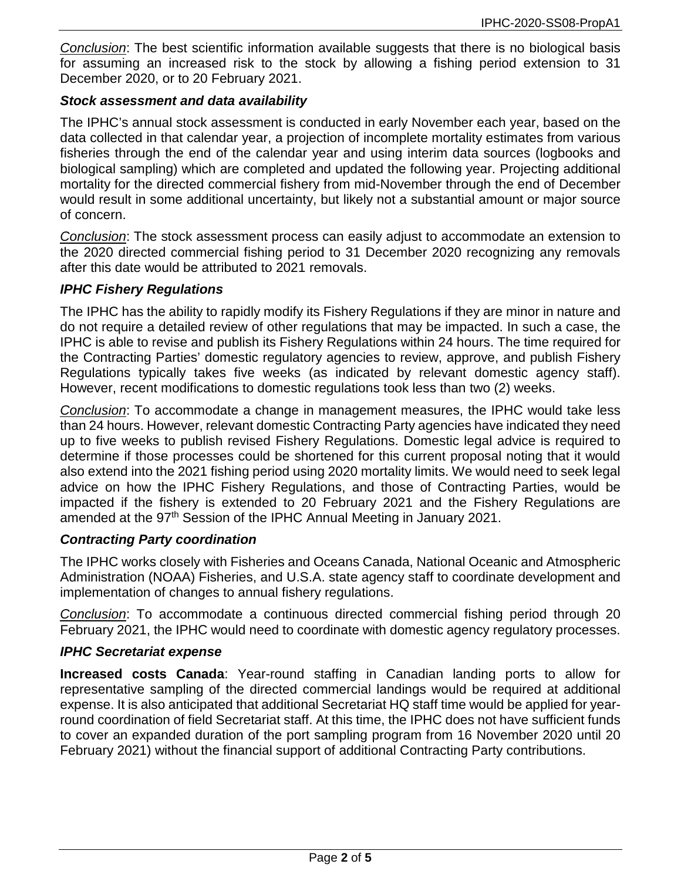*Conclusion*: The best scientific information available suggests that there is no biological basis for assuming an increased risk to the stock by allowing a fishing period extension to 31 December 2020, or to 20 February 2021.

### *Stock assessment and data availability*

The IPHC's annual stock assessment is conducted in early November each year, based on the data collected in that calendar year, a projection of incomplete mortality estimates from various fisheries through the end of the calendar year and using interim data sources (logbooks and biological sampling) which are completed and updated the following year. Projecting additional mortality for the directed commercial fishery from mid-November through the end of December would result in some additional uncertainty, but likely not a substantial amount or major source of concern.

*Conclusion*: The stock assessment process can easily adjust to accommodate an extension to the 2020 directed commercial fishing period to 31 December 2020 recognizing any removals after this date would be attributed to 2021 removals.

### *IPHC Fishery Regulations*

The IPHC has the ability to rapidly modify its Fishery Regulations if they are minor in nature and do not require a detailed review of other regulations that may be impacted. In such a case, the IPHC is able to revise and publish its Fishery Regulations within 24 hours. The time required for the Contracting Parties' domestic regulatory agencies to review, approve, and publish Fishery Regulations typically takes five weeks (as indicated by relevant domestic agency staff). However, recent modifications to domestic regulations took less than two (2) weeks.

*Conclusion*: To accommodate a change in management measures, the IPHC would take less than 24 hours. However, relevant domestic Contracting Party agencies have indicated they need up to five weeks to publish revised Fishery Regulations. Domestic legal advice is required to determine if those processes could be shortened for this current proposal noting that it would also extend into the 2021 fishing period using 2020 mortality limits. We would need to seek legal advice on how the IPHC Fishery Regulations, and those of Contracting Parties, would be impacted if the fishery is extended to 20 February 2021 and the Fishery Regulations are amended at the 97th Session of the IPHC Annual Meeting in January 2021.

### *Contracting Party coordination*

The IPHC works closely with Fisheries and Oceans Canada, National Oceanic and Atmospheric Administration (NOAA) Fisheries, and U.S.A. state agency staff to coordinate development and implementation of changes to annual fishery regulations.

*Conclusion*: To accommodate a continuous directed commercial fishing period through 20 February 2021, the IPHC would need to coordinate with domestic agency regulatory processes.

### *IPHC Secretariat expense*

**Increased costs Canada**: Year-round staffing in Canadian landing ports to allow for representative sampling of the directed commercial landings would be required at additional expense. It is also anticipated that additional Secretariat HQ staff time would be applied for year-round coordination of field Secretariat staff. At this time, the IPHC does not have sufficient funds to cover an expanded duration of the port sampling program from 16 November 2020 until 20 February 2021) without the financial support of additional Contracting Party contributions.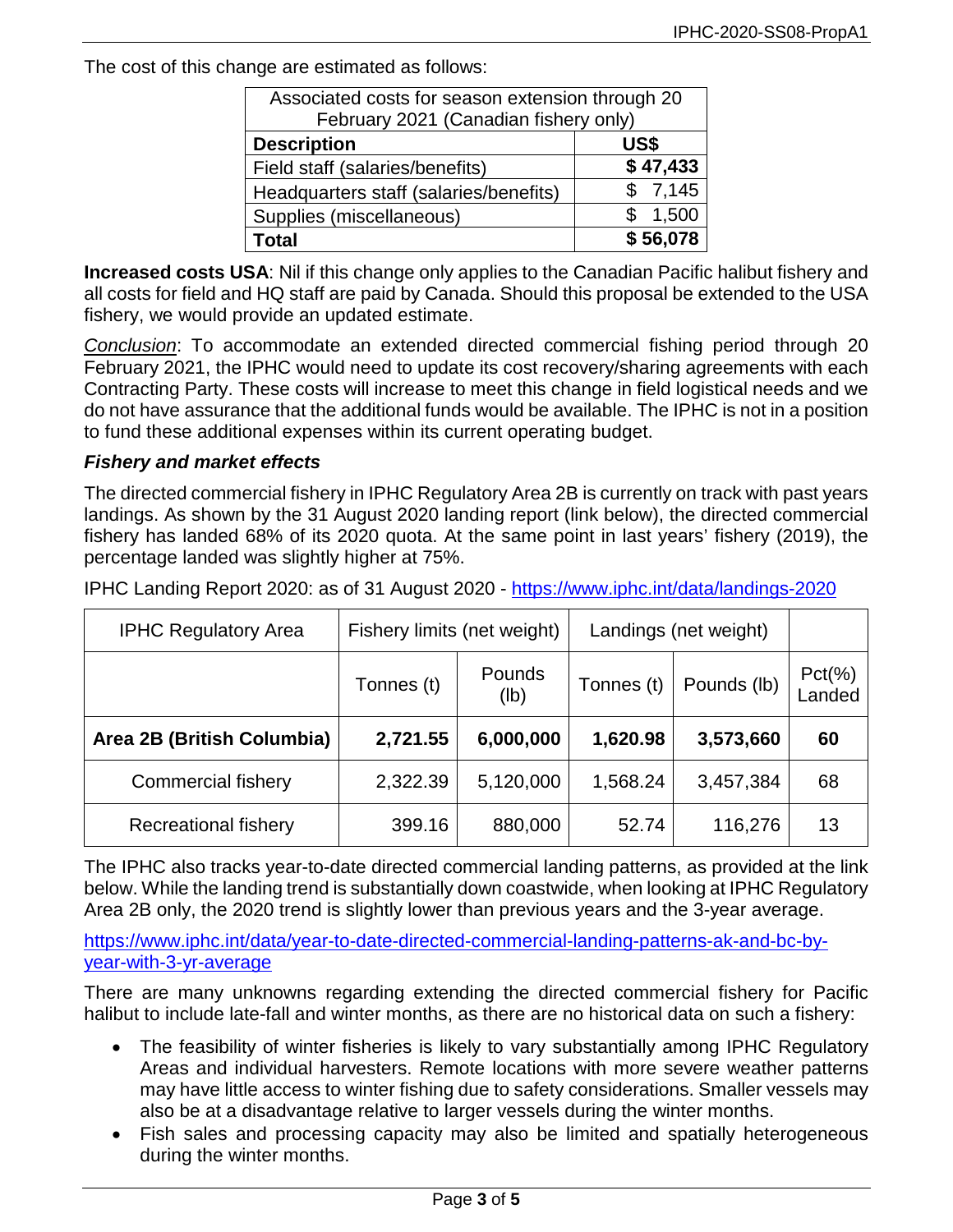The cost of this change are estimated as follows:

| Associated costs for season extension through 20 February 2021 (Canadian fishery only) | |
|---|---|
| **Description** | **US$** |
| Field staff (salaries/benefits) | **$ 47,433** |
| Headquarters staff (salaries/benefits) | $ 7,145 |
| Supplies (miscellaneous) | $ 1,500 |
| **Total** | **$ 56,078** |

**Increased costs USA**: Nil if this change only applies to the Canadian Pacific halibut fishery and all costs for field and HQ staff are paid by Canada. Should this proposal be extended to the USA fishery, we would provide an updated estimate.

*Conclusion*: To accommodate an extended directed commercial fishing period through 20 February 2021, the IPHC would need to update its cost recovery/sharing agreements with each Contracting Party. These costs will increase to meet this change in field logistical needs and we do not have assurance that the additional funds would be available. The IPHC is not in a position to fund these additional expenses within its current operating budget.

### *Fishery and market effects*

The directed commercial fishery in IPHC Regulatory Area 2B is currently on track with past years landings. As shown by the 31 August 2020 landing report (link below), the directed commercial fishery has landed 68% of its 2020 quota. At the same point in last years' fishery (2019), the percentage landed was slightly higher at 75%.

IPHC Landing Report 2020: as of 31 August 2020 - https://www.iphc.int/data/landings-2020

| IPHC Regulatory Area | Fishery limits (net weight) | | Landings (net weight) | | |
|---|---|---|---|---|---|
| | Tonnes (t) | Pounds (lb) | Tonnes (t) | Pounds (lb) | Pct(%) Landed |
| **Area 2B (British Columbia)** | **2,721.55** | **6,000,000** | **1,620.98** | **3,573,660** | **60** |
| Commercial fishery | 2,322.39 | 5,120,000 | 1,568.24 | 3,457,384 | 68 |
| Recreational fishery | 399.16 | 880,000 | 52.74 | 116,276 | 13 |

The IPHC also tracks year-to-date directed commercial landing patterns, as provided at the link below. While the landing trend is substantially down coastwide, when looking at IPHC Regulatory Area 2B only, the 2020 trend is slightly lower than previous years and the 3-year average.

https://www.iphc.int/data/year-to-date-directed-commercial-landing-patterns-ak-and-bc-by-year-with-3-yr-average

There are many unknowns regarding extending the directed commercial fishery for Pacific halibut to include late-fall and winter months, as there are no historical data on such a fishery:

- The feasibility of winter fisheries is likely to vary substantially among IPHC Regulatory Areas and individual harvesters. Remote locations with more severe weather patterns may have little access to winter fishing due to safety considerations. Smaller vessels may also be at a disadvantage relative to larger vessels during the winter months.
- Fish sales and processing capacity may also be limited and spatially heterogeneous during the winter months.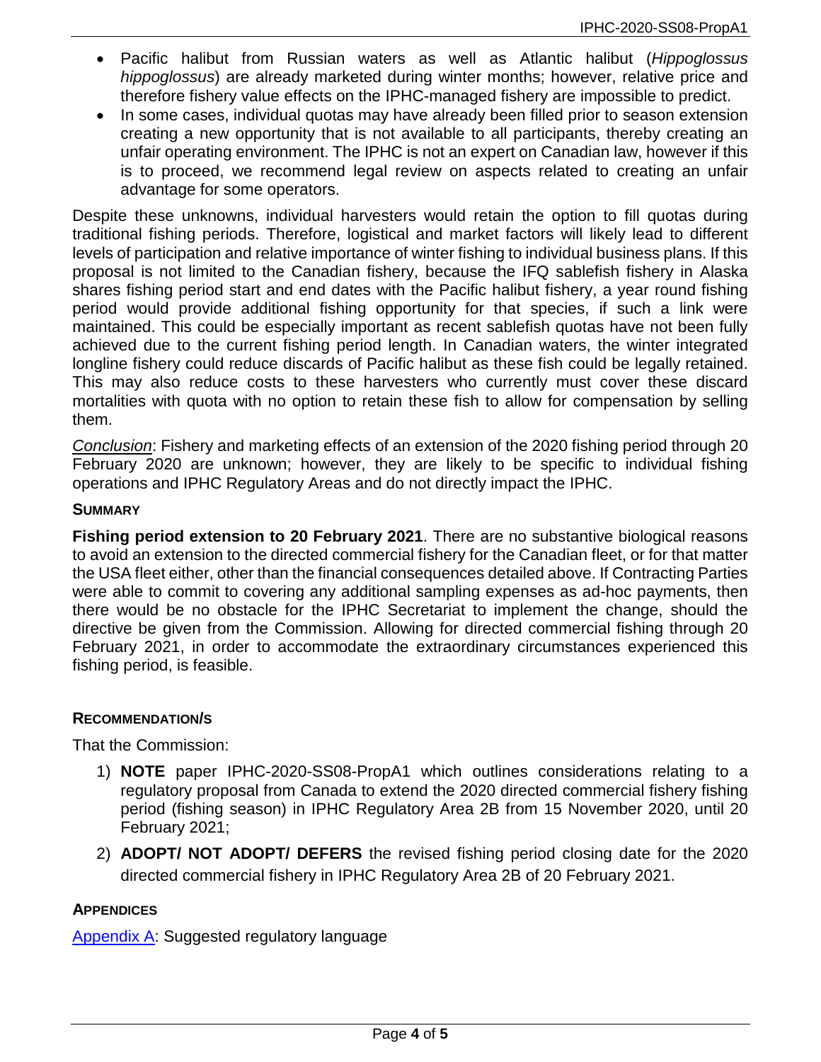- Pacific halibut from Russian waters as well as Atlantic halibut (*Hippoglossus hippoglossus*) are already marketed during winter months; however, relative price and therefore fishery value effects on the IPHC-managed fishery are impossible to predict.
- In some cases, individual quotas may have already been filled prior to season extension creating a new opportunity that is not available to all participants, thereby creating an unfair operating environment. The IPHC is not an expert on Canadian law, however if this is to proceed, we recommend legal review on aspects related to creating an unfair advantage for some operators.

Despite these unknowns, individual harvesters would retain the option to fill quotas during traditional fishing periods. Therefore, logistical and market factors will likely lead to different levels of participation and relative importance of winter fishing to individual business plans. If this proposal is not limited to the Canadian fishery, because the IFQ sablefish fishery in Alaska shares fishing period start and end dates with the Pacific halibut fishery, a year round fishing period would provide additional fishing opportunity for that species, if such a link were maintained. This could be especially important as recent sablefish quotas have not been fully achieved due to the current fishing period length. In Canadian waters, the winter integrated longline fishery could reduce discards of Pacific halibut as these fish could be legally retained. This may also reduce costs to these harvesters who currently must cover these discard mortalities with quota with no option to retain these fish to allow for compensation by selling them.

*Conclusion*: Fishery and marketing effects of an extension of the 2020 fishing period through 20 February 2020 are unknown; however, they are likely to be specific to individual fishing operations and IPHC Regulatory Areas and do not directly impact the IPHC.

### SUMMARY

**Fishing period extension to 20 February 2021**. There are no substantive biological reasons to avoid an extension to the directed commercial fishery for the Canadian fleet, or for that matter the USA fleet either, other than the financial consequences detailed above. If Contracting Parties were able to commit to covering any additional sampling expenses as ad-hoc payments, then there would be no obstacle for the IPHC Secretariat to implement the change, should the directive be given from the Commission. Allowing for directed commercial fishing through 20 February 2021, in order to accommodate the extraordinary circumstances experienced this fishing period, is feasible.

### RECOMMENDATION/S

That the Commission:

1) **NOTE** paper IPHC-2020-SS08-PropA1 which outlines considerations relating to a regulatory proposal from Canada to extend the 2020 directed commercial fishery fishing period (fishing season) in IPHC Regulatory Area 2B from 15 November 2020, until 20 February 2021;
2) **ADOPT/ NOT ADOPT/ DEFERS** the revised fishing period closing date for the 2020 directed commercial fishery in IPHC Regulatory Area 2B of 20 February 2021.

### APPENDICES

Appendix A: Suggested regulatory language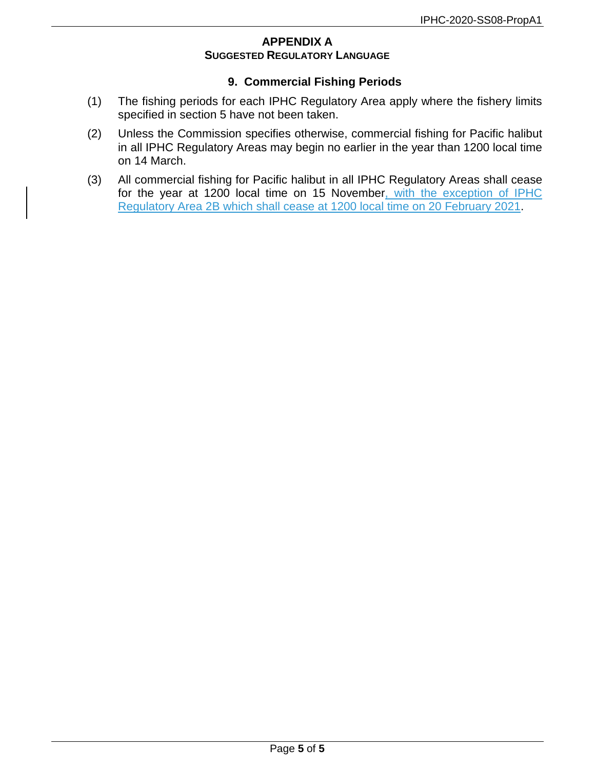## APPENDIX A

### SUGGESTED REGULATORY LANGUAGE

### 9. Commercial Fishing Periods

(1) The fishing periods for each IPHC Regulatory Area apply where the fishery limits specified in section 5 have not been taken.

(2) Unless the Commission specifies otherwise, commercial fishing for Pacific halibut in all IPHC Regulatory Areas may begin no earlier in the year than 1200 local time on 14 March.

(3) All commercial fishing for Pacific halibut in all IPHC Regulatory Areas shall cease for the year at 1200 local time on 15 November, with the exception of IPHC Regulatory Area 2B which shall cease at 1200 local time on 20 February 2021.